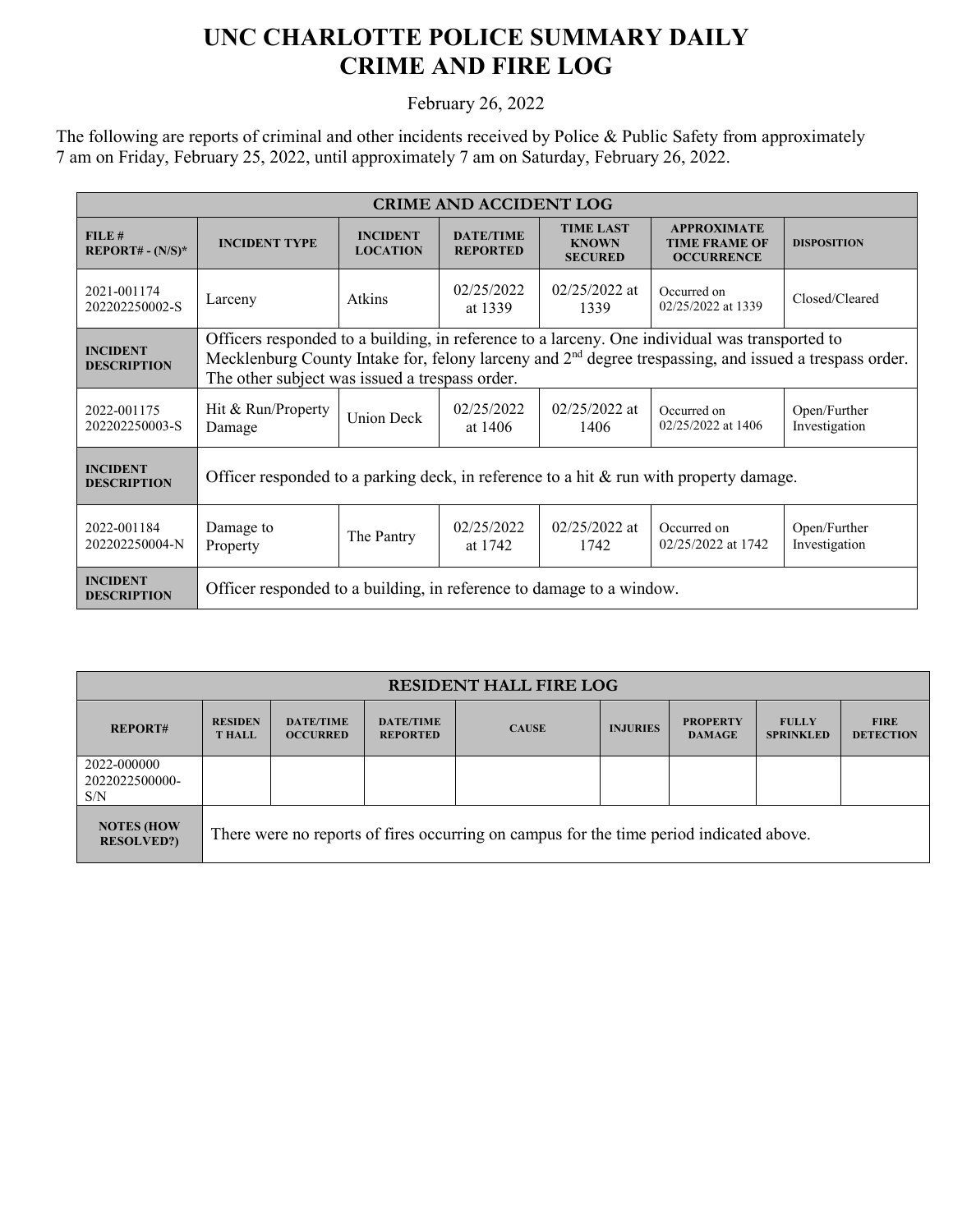# UNC CHARLOTTE POLICE SUMMARY DAILY CRIME AND FIRE LOG

February 26, 2022

The following are reports of criminal and other incidents received by Police & Public Safety from approximately 7 am on Friday, February 25, 2022, until approximately 7 am on Saturday, February 26, 2022.

| CRIME AND ACCIDENT LOG | | | | | | |
|---|---|---|---|---|---|---|
| **FILE # REPORT# - (N/S)*** | **INCIDENT TYPE** | **INCIDENT LOCATION** | **DATE/TIME REPORTED** | **TIME LAST KNOWN SECURED** | **APPROXIMATE TIME FRAME OF OCCURRENCE** | **DISPOSITION** |
| 2021-001174 202202250002-S | Larceny | Atkins | 02/25/2022 at 1339 | 02/25/2022 at 1339 | Occurred on 02/25/2022 at 1339 | Closed/Cleared |
| **INCIDENT DESCRIPTION** | Officers responded to a building, in reference to a larceny. One individual was transported to Mecklenburg County Intake for, felony larceny and 2nd degree trespassing, and issued a trespass order. The other subject was issued a trespass order. | | | | | |
| 2022-001175 202202250003-S | Hit & Run/Property Damage | Union Deck | 02/25/2022 at 1406 | 02/25/2022 at 1406 | Occurred on 02/25/2022 at 1406 | Open/Further Investigation |
| **INCIDENT DESCRIPTION** | Officer responded to a parking deck, in reference to a hit & run with property damage. | | | | | |
| 2022-001184 202202250004-N | Damage to Property | The Pantry | 02/25/2022 at 1742 | 02/25/2022 at 1742 | Occurred on 02/25/2022 at 1742 | Open/Further Investigation |
| **INCIDENT DESCRIPTION** | Officer responded to a building, in reference to damage to a window. | | | | | |

| RESIDENT HALL FIRE LOG | | | | | | | | |
|---|---|---|---|---|---|---|---|---|
| **REPORT#** | **RESIDENT HALL** | **DATE/TIME OCCURRED** | **DATE/TIME REPORTED** | **CAUSE** | **INJURIES** | **PROPERTY DAMAGE** | **FULLY SPRINKLED** | **FIRE DETECTION** |
| 2022-000000 2022022500000-S/N | | | | | | | | |
| **NOTES (HOW RESOLVED?)** | There were no reports of fires occurring on campus for the time period indicated above. | | | | | | | |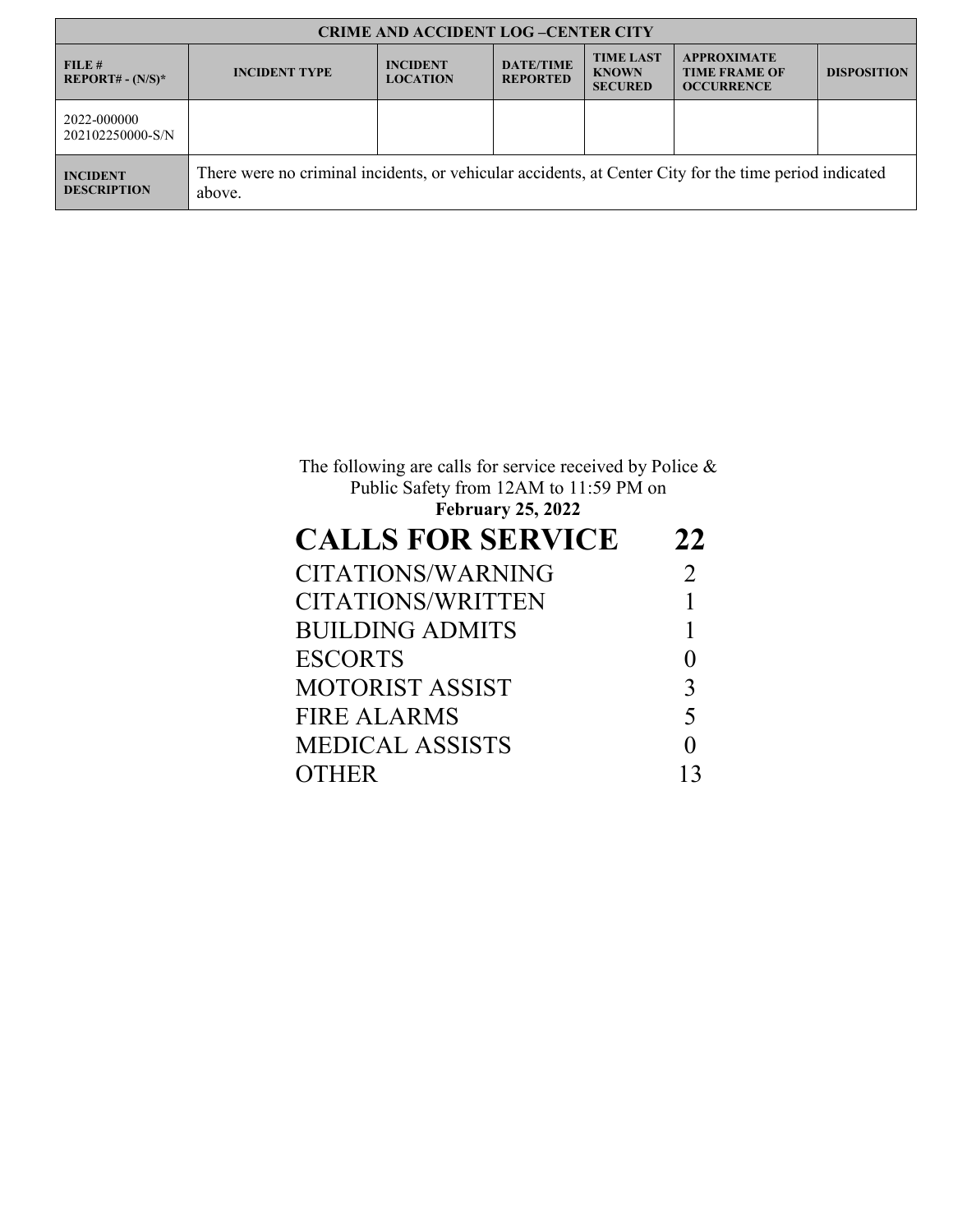| CRIME AND ACCIDENT LOG –CENTER CITY | | | | | | |
|---|---|---|---|---|---|---|
| **FILE # REPORT# - (N/S)*** | **INCIDENT TYPE** | **INCIDENT LOCATION** | **DATE/TIME REPORTED** | **TIME LAST KNOWN SECURED** | **APPROXIMATE TIME FRAME OF OCCURRENCE** | **DISPOSITION** |
| 2022-000000 202102250000-S/N | | | | | | |
| **INCIDENT DESCRIPTION** | There were no criminal incidents, or vehicular accidents, at Center City for the time period indicated above. | | | | | |

The following are calls for service received by Police & Public Safety from 12AM to 11:59 PM on
**February 25, 2022**

| | |
|---|---|
| **CALLS FOR SERVICE** | **22** |
| CITATIONS/WARNING | 2 |
| CITATIONS/WRITTEN | 1 |
| BUILDING ADMITS | 1 |
| ESCORTS | 0 |
| MOTORIST ASSIST | 3 |
| FIRE ALARMS | 5 |
| MEDICAL ASSISTS | 0 |
| OTHER | 13 |